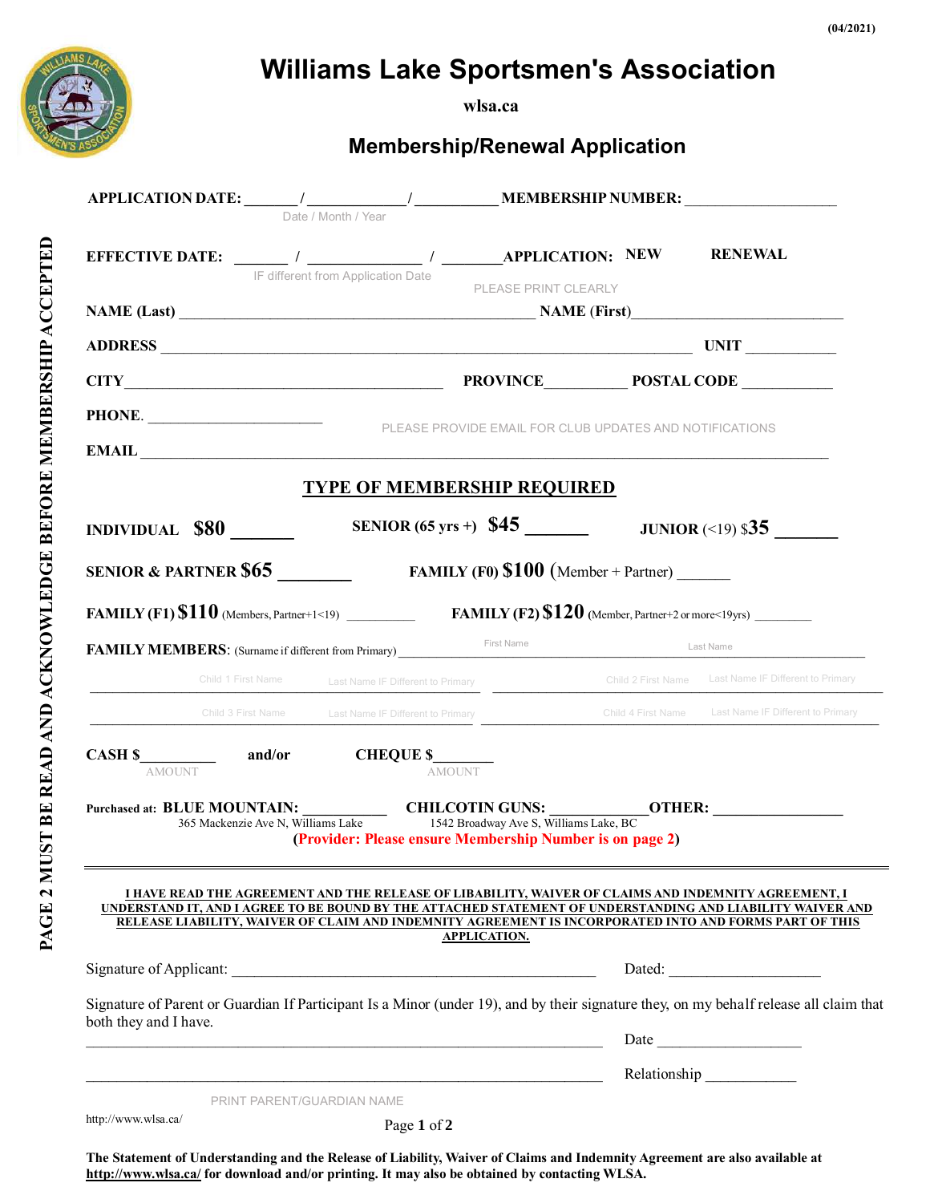(04/2021)

# Williams Lake Sportsmen's Association

wlsa.ca

## Membership/Renewal Application

**APPLICATION DATE:** ______ / ____________ / __________ **MEMBERSHIP NUMBER:** ____________________

Date / Month / Year

**EFFECTIVE DATE:** ______ / ______________ / _______ **APPLICATION:** **NEW** **RENEWAL**

IF different from Application Date

PLEASE PRINT CLEARLY

**NAME (Last)** ______________________________________________ **NAME (First)**___________________________

**ADDRESS** _____________________________________________________________________ **UNIT** ___________

**CITY**__________________________________________ **PROVINCE**__________ **POSTAL CODE** ___________

**PHONE.** ______________________

PLEASE PROVIDE EMAIL FOR CLUB UPDATES AND NOTIFICATIONS

**EMAIL** ______________________________________________________________________________________

### TYPE OF MEMBERSHIP REQUIRED

**INDIVIDUAL $80** _______ **SENIOR (65 yrs +) $45** _______ **JUNIOR** (<19) $**35** _______

**SENIOR & PARTNER $65** ________ **FAMILY (F0) $100** (Member + Partner) _______

**FAMILY (F1) $110** (Members, Partner+1<19) __________ **FAMILY (F2) $120** (Member, Partner+2 or more<19yrs) _________

**FAMILY MEMBERS**: (Surname if different from Primary) ________________ First Name ________________ Last Name ________________

Child 1 First Name ________ Last Name IF Different to Primary ________ Child 2 First Name ________ Last Name IF Different to Primary ________

Child 3 First Name ________ Last Name IF Different to Primary ________ Child 4 First Name ________ Last Name IF Different to Primary ________

**CASH $**_________ and/or **CHEQUE $**________

AMOUNT AMOUNT

Purchased at: **BLUE MOUNTAIN:** __________ **CHILCOTIN GUNS:** ____________ **OTHER:** ________________

365 Mackenzie Ave N, Williams Lake — 1542 Broadway Ave S, Williams Lake, BC

**(Provider: Please ensure Membership Number is on page 2)**

---

**I HAVE READ THE AGREEMENT AND THE RELEASE OF LIBABILITY, WAIVER OF CLAIMS AND INDEMNITY AGREEMENT, I UNDERSTAND IT, AND I AGREE TO BE BOUND BY THE ATTACHED STATEMENT OF UNDERSTANDING AND LIABILITY WAIVER AND RELEASE LIABILITY, WAIVER OF CLAIM AND INDEMNITY AGREEMENT IS INCORPORATED INTO AND FORMS PART OF THIS APPLICATION.**

Signature of Applicant: ______________________________________________ Dated: ____________________

Signature of Parent or Guardian If Participant Is a Minor (under 19), and by their signature they, on my behalf release all claim that both they and I have.

_________________________________________________________________ Date ___________________

_________________________________________________________________ Relationship ____________

PRINT PARENT/GUARDIAN NAME

http://www.wlsa.ca/

**PAGE 2 MUST BE READ AND ACKNOWLEDGE BEFORE MEMBERSHIP ACCEPTED**

**The Statement of Understanding and the Release of Liability, Waiver of Claims and Indemnity Agreement are also available at http://www.wlsa.ca/ for download and/or printing. It may also be obtained by contacting WLSA.**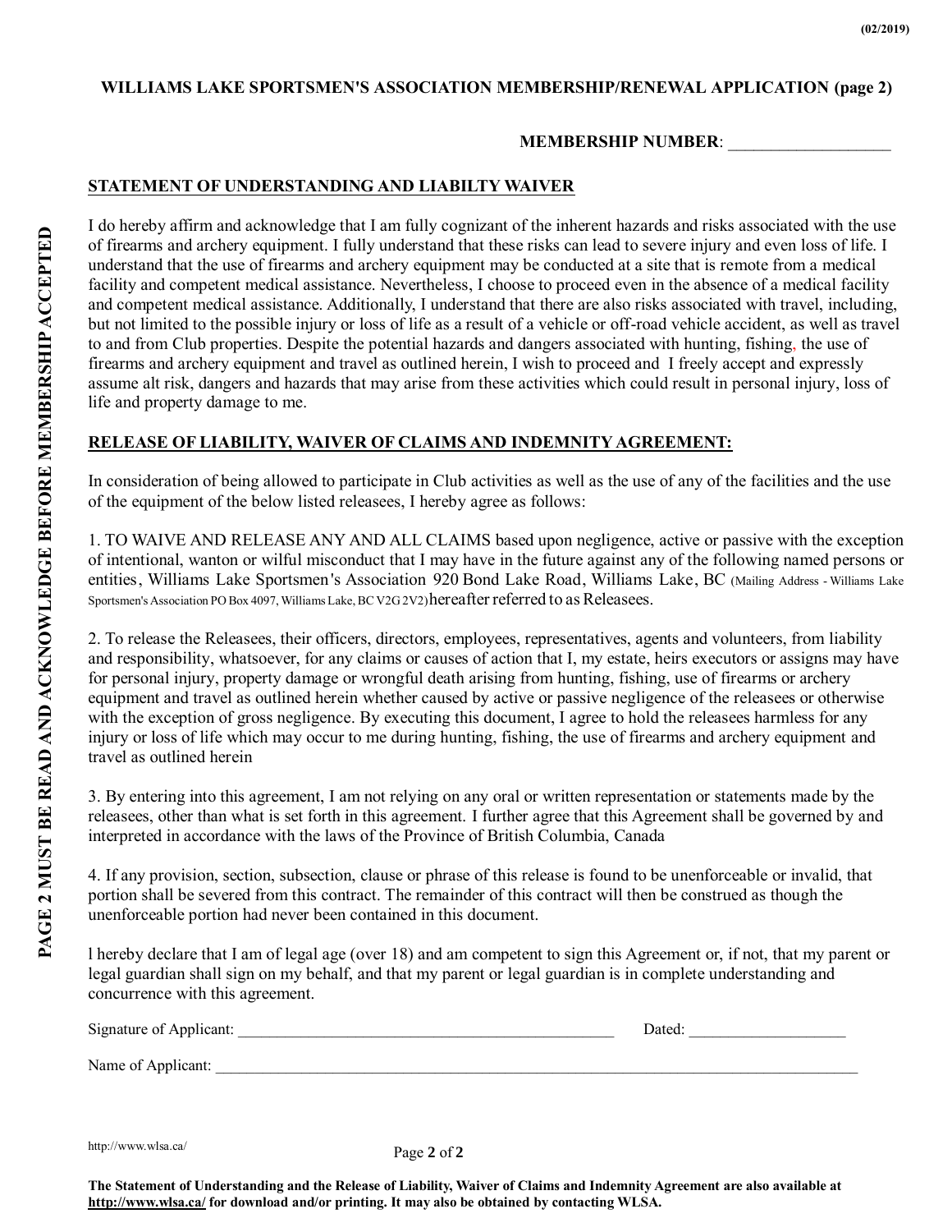(02/2019)

## WILLIAMS LAKE SPORTSMEN'S ASSOCIATION MEMBERSHIP/RENEWAL APPLICATION (page 2)

**MEMBERSHIP NUMBER**: ___________________

**PAGE 2 MUST BE READ AND ACKNOWLEDGE BEFORE MEMBERSHIP ACCEPTED**

### STATEMENT OF UNDERSTANDING AND LIABILTY WAIVER

I do hereby affirm and acknowledge that I am fully cognizant of the inherent hazards and risks associated with the use of firearms and archery equipment. I fully understand that these risks can lead to severe injury and even loss of life. I understand that the use of firearms and archery equipment may be conducted at a site that is remote from a medical facility and competent medical assistance. Nevertheless, I choose to proceed even in the absence of a medical facility and competent medical assistance. Additionally, I understand that there are also risks associated with travel, including, but not limited to the possible injury or loss of life as a result of a vehicle or off-road vehicle accident, as well as travel to and from Club properties. Despite the potential hazards and dangers associated with hunting, fishing, the use of firearms and archery equipment and travel as outlined herein, I wish to proceed and I freely accept and expressly assume alt risk, dangers and hazards that may arise from these activities which could result in personal injury, loss of life and property damage to me.

### RELEASE OF LIABILITY, WAIVER OF CLAIMS AND INDEMNITY AGREEMENT:

In consideration of being allowed to participate in Club activities as well as the use of any of the facilities and the use of the equipment of the below listed releasees, I hereby agree as follows:

1. TO WAIVE AND RELEASE ANY AND ALL CLAIMS based upon negligence, active or passive with the exception of intentional, wanton or wilful misconduct that I may have in the future against any of the following named persons or entities, Williams Lake Sportsmen's Association 920 Bond Lake Road, Williams Lake, BC (Mailing Address - Williams Lake Sportsmen's Association PO Box 4097, Williams Lake, BC V2G 2V2) hereafter referred to as Releasees.

2. To release the Releasees, their officers, directors, employees, representatives, agents and volunteers, from liability and responsibility, whatsoever, for any claims or causes of action that I, my estate, heirs executors or assigns may have for personal injury, property damage or wrongful death arising from hunting, fishing, use of firearms or archery equipment and travel as outlined herein whether caused by active or passive negligence of the releasees or otherwise with the exception of gross negligence. By executing this document, I agree to hold the releasees harmless for any injury or loss of life which may occur to me during hunting, fishing, the use of firearms and archery equipment and travel as outlined herein

3. By entering into this agreement, I am not relying on any oral or written representation or statements made by the releasees, other than what is set forth in this agreement. I further agree that this Agreement shall be governed by and interpreted in accordance with the laws of the Province of British Columbia, Canada

4. If any provision, section, subsection, clause or phrase of this release is found to be unenforceable or invalid, that portion shall be severed from this contract. The remainder of this contract will then be construed as though the unenforceable portion had never been contained in this document.

l hereby declare that I am of legal age (over 18) and am competent to sign this Agreement or, if not, that my parent or legal guardian shall sign on my behalf, and that my parent or legal guardian is in complete understanding and concurrence with this agreement.

Signature of Applicant: ___________________________________________ Dated: ____________________

Name of Applicant: ______________________________________________________________________________

http://www.wlsa.ca/

**The Statement of Understanding and the Release of Liability, Waiver of Claims and Indemnity Agreement are also available at http://www.wlsa.ca/ for download and/or printing. It may also be obtained by contacting WLSA.**